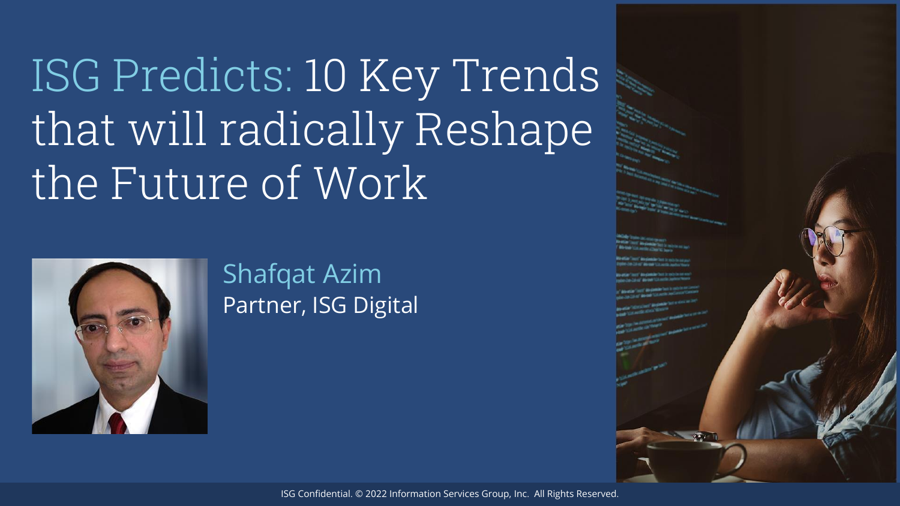# ISG Predicts: 10 Key Trends that will radically Reshape the Future of Work

Shafqat Azim
Partner, ISG Digital

ISG Confidential. © 2022 Information Services Group, Inc. All Rights Reserved.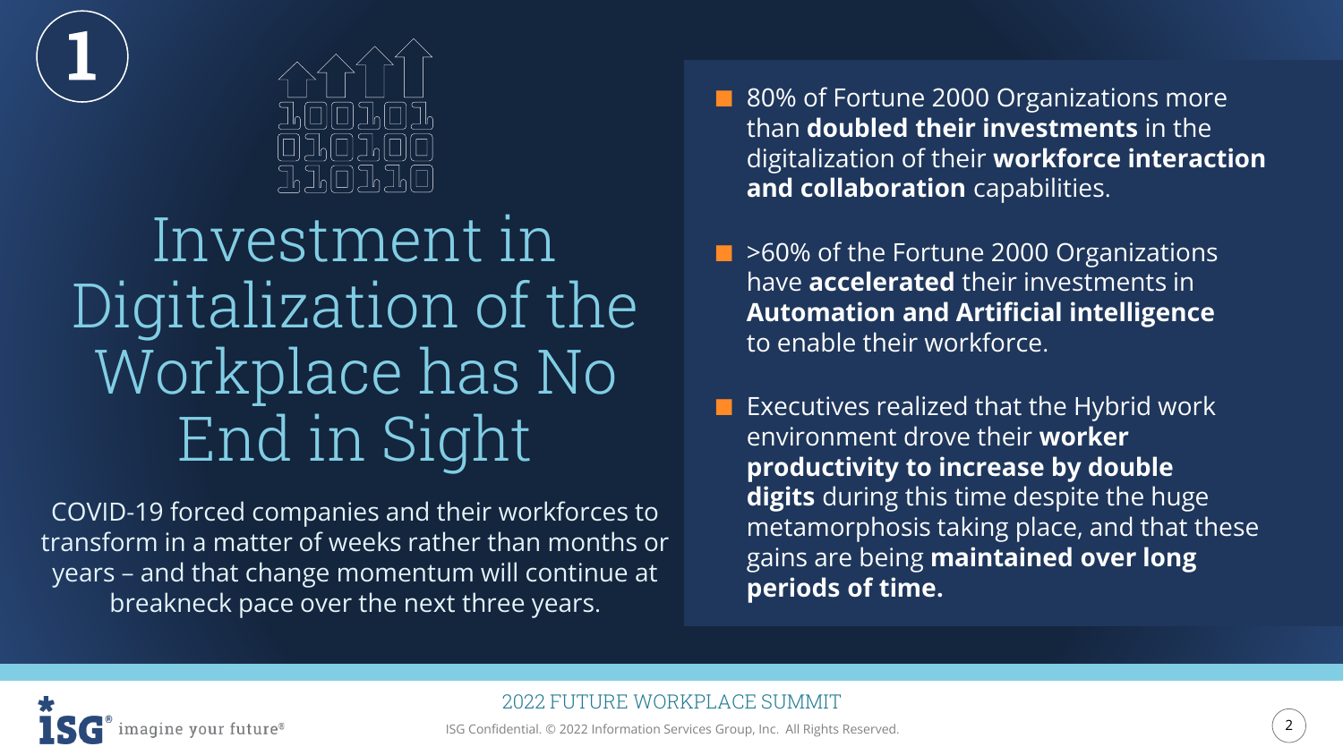1

# Investment in Digitalization of the Workplace has No End in Sight

COVID-19 forced companies and their workforces to transform in a matter of weeks rather than months or years – and that change momentum will continue at breakneck pace over the next three years.

- 80% of Fortune 2000 Organizations more than **doubled their investments** in the digitalization of their **workforce interaction and collaboration** capabilities.
- >60% of the Fortune 2000 Organizations have **accelerated** their investments in **Automation and Artificial intelligence** to enable their workforce.
- Executives realized that the Hybrid work environment drove their **worker productivity to increase by double digits** during this time despite the huge metamorphosis taking place, and that these gains are being **maintained over long periods of time.**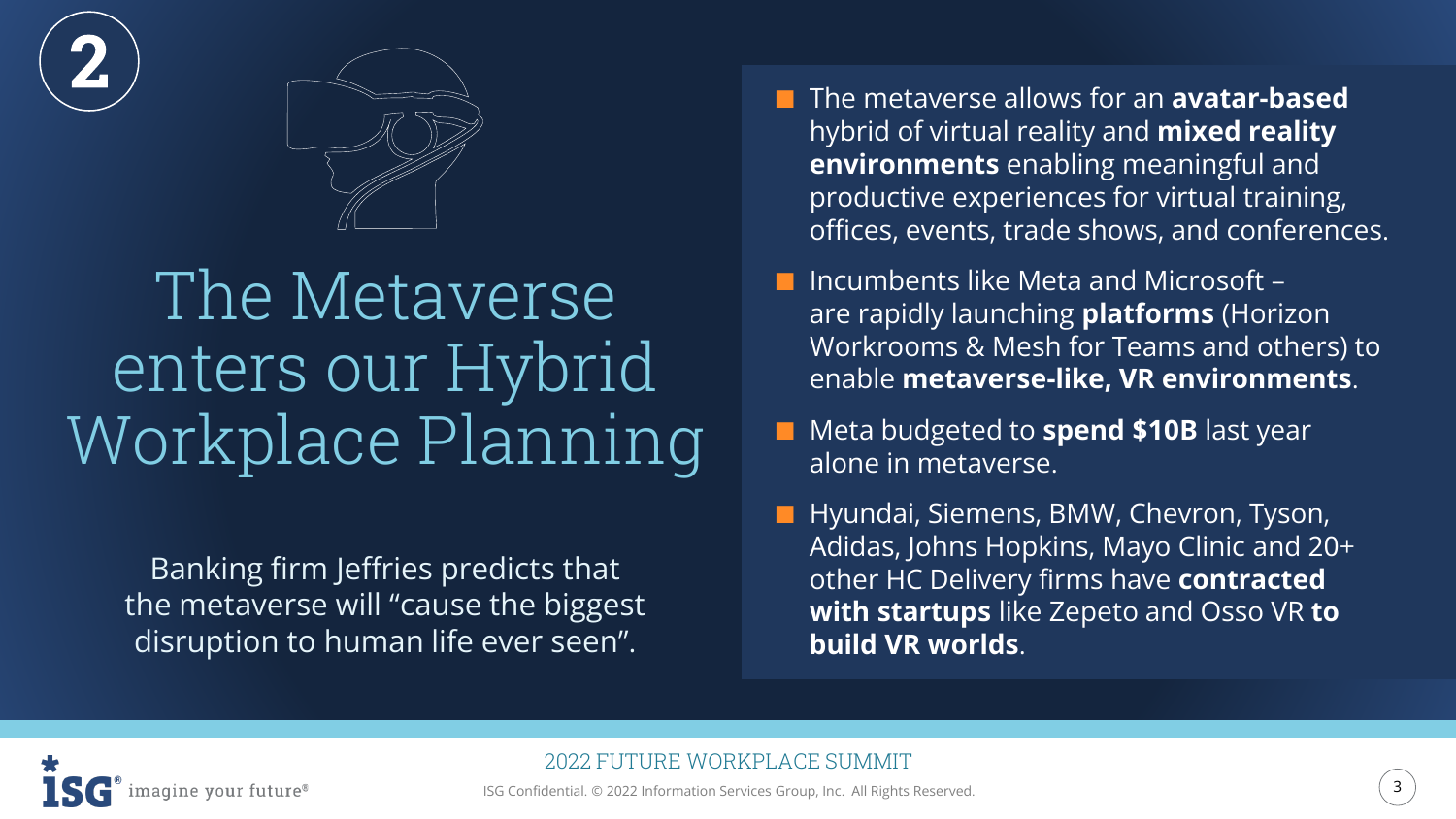2

# The Metaverse enters our Hybrid Workplace Planning

Banking firm Jeffries predicts that the metaverse will “cause the biggest disruption to human life ever seen”.

- The metaverse allows for an **avatar-based** hybrid of virtual reality and **mixed reality environments** enabling meaningful and productive experiences for virtual training, offices, events, trade shows, and conferences.
- Incumbents like Meta and Microsoft – are rapidly launching **platforms** (Horizon Workrooms & Mesh for Teams and others) to enable **metaverse-like, VR environments**.
- Meta budgeted to **spend $10B** last year alone in metaverse.
- Hyundai, Siemens, BMW, Chevron, Tyson, Adidas, Johns Hopkins, Mayo Clinic and 20+ other HC Delivery firms have **contracted with startups** like Zepeto and Osso VR **to build VR worlds**.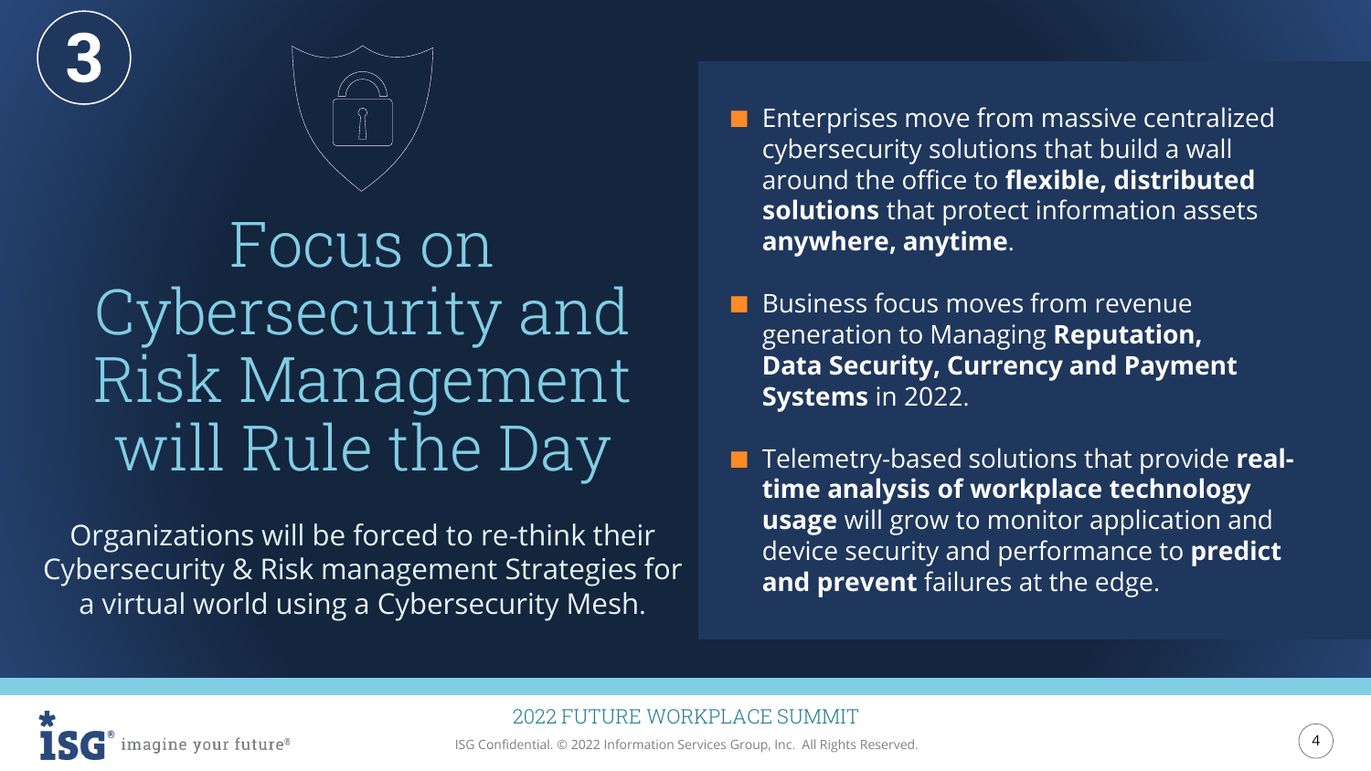3

# Focus on Cybersecurity and Risk Management will Rule the Day

Organizations will be forced to re-think their Cybersecurity & Risk management Strategies for a virtual world using a Cybersecurity Mesh.

- Enterprises move from massive centralized cybersecurity solutions that build a wall around the office to **flexible, distributed solutions** that protect information assets **anywhere, anytime**.
- Business focus moves from revenue generation to Managing **Reputation, Data Security, Currency and Payment Systems** in 2022.
- Telemetry-based solutions that provide **real-time analysis of workplace technology usage** will grow to monitor application and device security and performance to **predict and prevent** failures at the edge.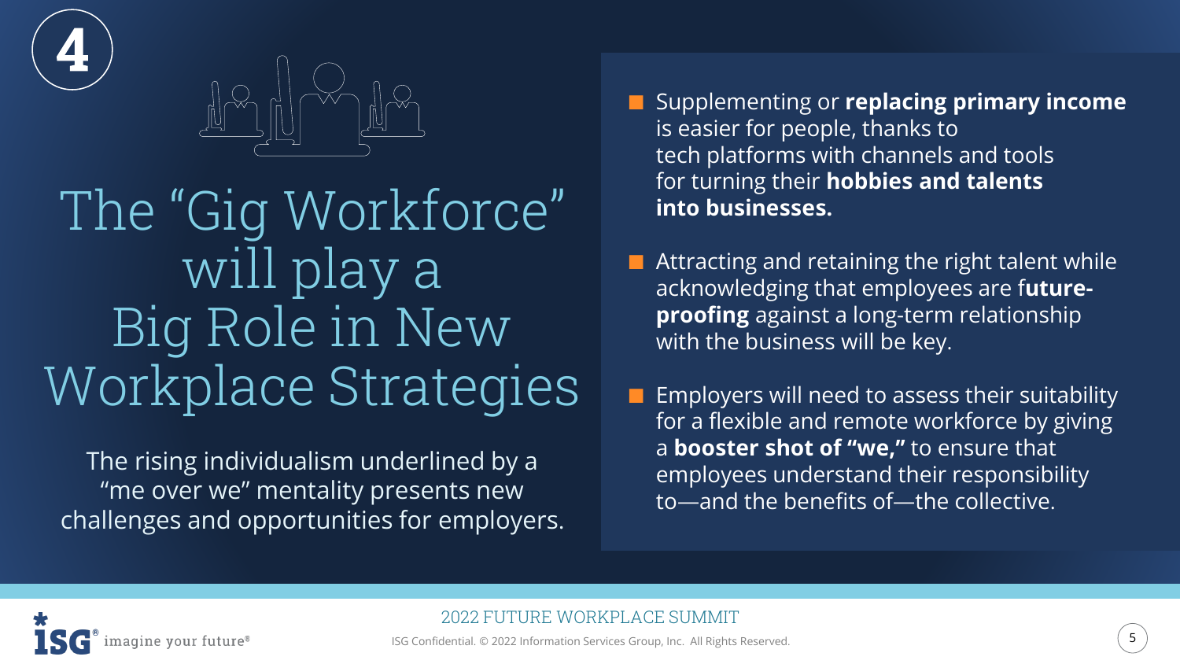4

# The "Gig Workforce" will play a Big Role in New Workplace Strategies

The rising individualism underlined by a "me over we" mentality presents new challenges and opportunities for employers.

- Supplementing or **replacing primary income** is easier for people, thanks to tech platforms with channels and tools for turning their **hobbies and talents into businesses.**
- Attracting and retaining the right talent while acknowledging that employees are f**uture-proofing** against a long-term relationship with the business will be key.
- Employers will need to assess their suitability for a flexible and remote workforce by giving a **booster shot of "we,"** to ensure that employees understand their responsibility to—and the benefits of—the collective.

2022 FUTURE WORKPLACE SUMMIT

ISG Confidential. © 2022 Information Services Group, Inc. All Rights Reserved.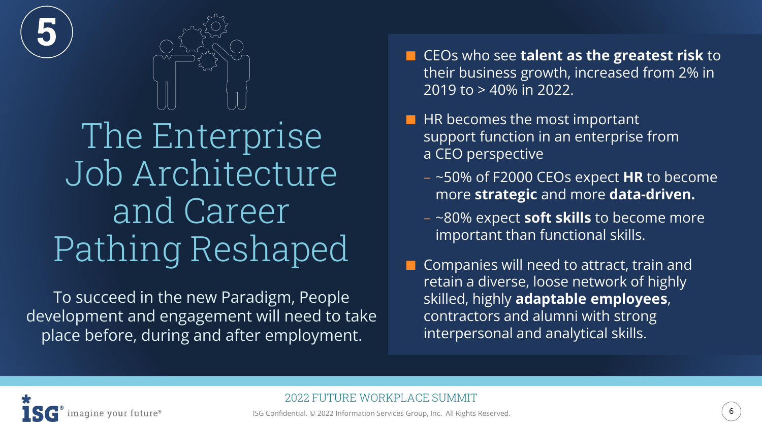5

# The Enterprise Job Architecture and Career Pathing Reshaped

To succeed in the new Paradigm, People development and engagement will need to take place before, during and after employment.

- CEOs who see **talent as the greatest risk** to their business growth, increased from 2% in 2019 to > 40% in 2022.
- HR becomes the most important support function in an enterprise from a CEO perspective
  - ~50% of F2000 CEOs expect **HR** to become more **strategic** and more **data-driven.**
  - ~80% expect **soft skills** to become more important than functional skills.
- Companies will need to attract, train and retain a diverse, loose network of highly skilled, highly **adaptable employees**, contractors and alumni with strong interpersonal and analytical skills.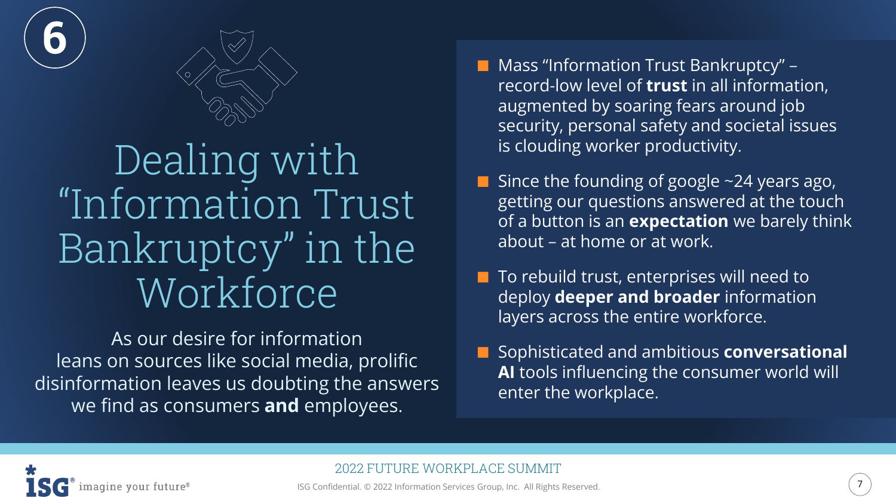6

# Dealing with "Information Trust Bankruptcy" in the Workforce

As our desire for information leans on sources like social media, prolific disinformation leaves us doubting the answers we find as consumers **and** employees.

- Mass "Information Trust Bankruptcy" – record-low level of **trust** in all information, augmented by soaring fears around job security, personal safety and societal issues is clouding worker productivity.
- Since the founding of google ~24 years ago, getting our questions answered at the touch of a button is an **expectation** we barely think about – at home or at work.
- To rebuild trust, enterprises will need to deploy **deeper and broader** information layers across the entire workforce.
- Sophisticated and ambitious **conversational AI** tools influencing the consumer world will enter the workplace.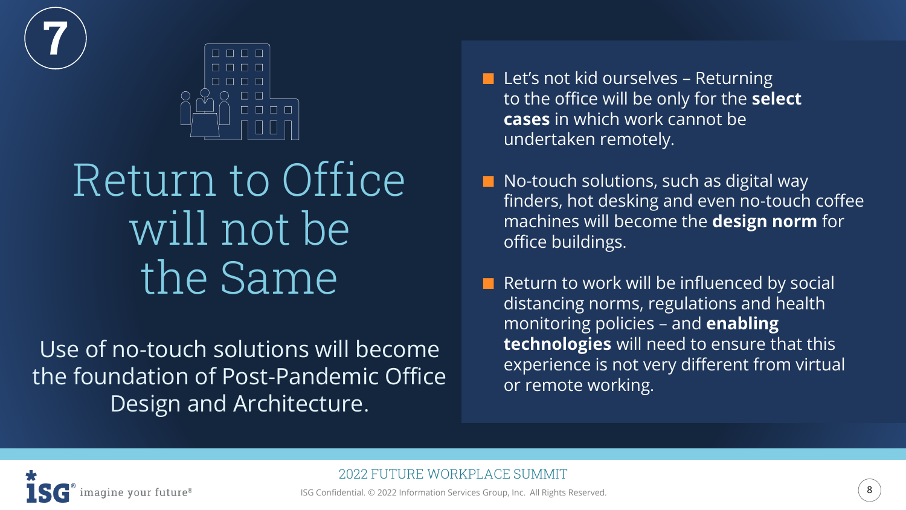7

# Return to Office will not be the Same

Use of no-touch solutions will become the foundation of Post-Pandemic Office Design and Architecture.

- Let's not kid ourselves – Returning to the office will be only for the **select cases** in which work cannot be undertaken remotely.
- No-touch solutions, such as digital way finders, hot desking and even no-touch coffee machines will become the **design norm** for office buildings.
- Return to work will be influenced by social distancing norms, regulations and health monitoring policies – and **enabling technologies** will need to ensure that this experience is not very different from virtual or remote working.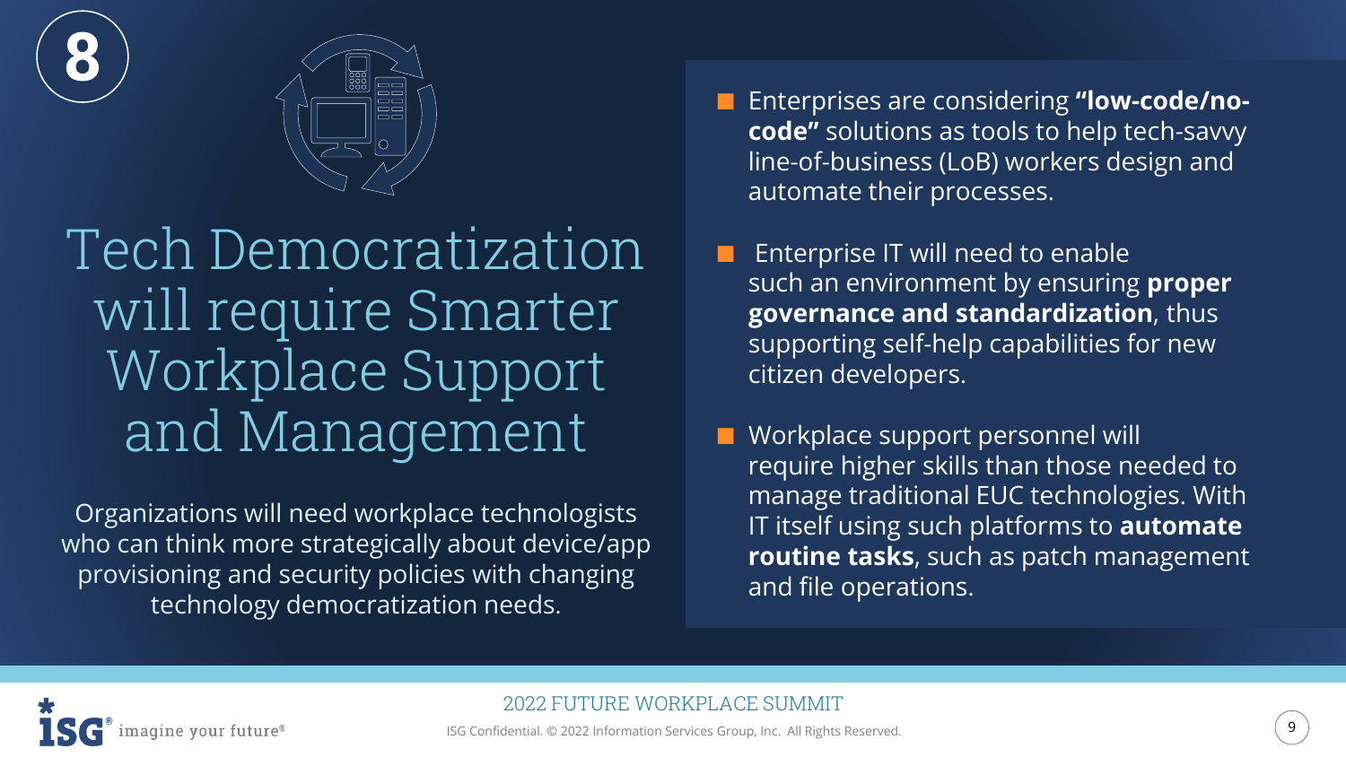8

# Tech Democratization will require Smarter Workplace Support and Management

Organizations will need workplace technologists who can think more strategically about device/app provisioning and security policies with changing technology democratization needs.

- Enterprises are considering **"low-code/no-code"** solutions as tools to help tech-savvy line-of-business (LoB) workers design and automate their processes.
- Enterprise IT will need to enable such an environment by ensuring **proper governance and standardization**, thus supporting self-help capabilities for new citizen developers.
- Workplace support personnel will require higher skills than those needed to manage traditional EUC technologies. With IT itself using such platforms to **automate routine tasks**, such as patch management and file operations.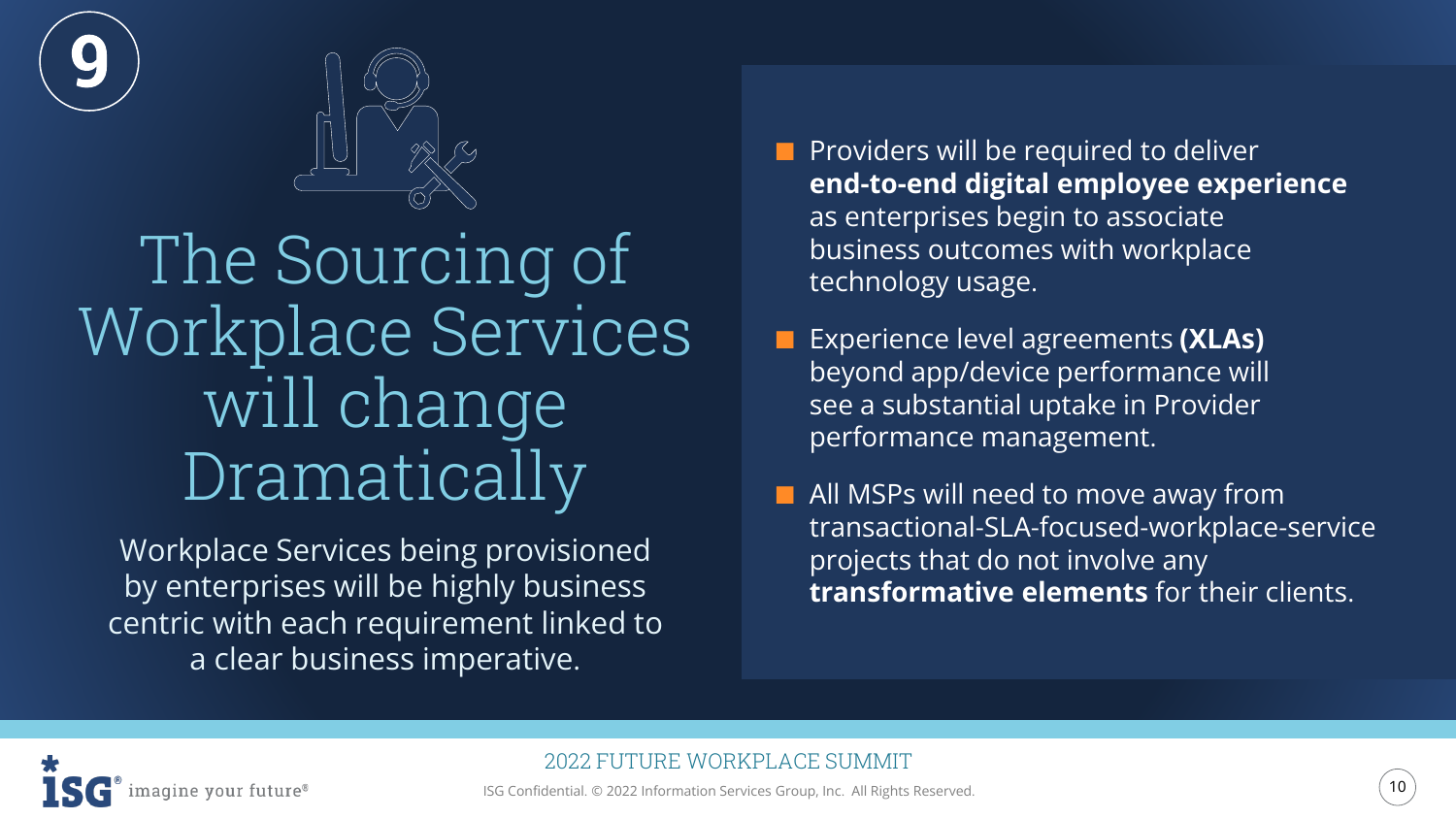9

# The Sourcing of Workplace Services will change Dramatically

Workplace Services being provisioned by enterprises will be highly business centric with each requirement linked to a clear business imperative.

- Providers will be required to deliver **end-to-end digital employee experience** as enterprises begin to associate business outcomes with workplace technology usage.
- Experience level agreements **(XLAs)** beyond app/device performance will see a substantial uptake in Provider performance management.
- All MSPs will need to move away from transactional-SLA-focused-workplace-service projects that do not involve any **transformative elements** for their clients.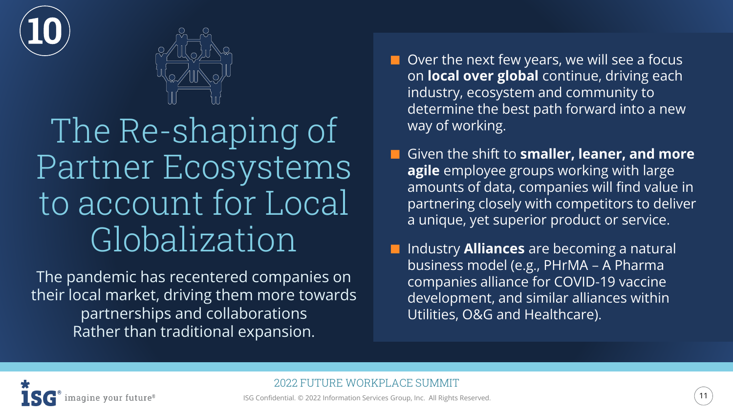10

# The Re-shaping of Partner Ecosystems to account for Local Globalization

The pandemic has recentered companies on their local market, driving them more towards partnerships and collaborations Rather than traditional expansion.

- Over the next few years, we will see a focus on **local over global** continue, driving each industry, ecosystem and community to determine the best path forward into a new way of working.
- Given the shift to **smaller, leaner, and more agile** employee groups working with large amounts of data, companies will find value in partnering closely with competitors to deliver a unique, yet superior product or service.
- Industry **Alliances** are becoming a natural business model (e.g., PHrMA – A Pharma companies alliance for COVID-19 vaccine development, and similar alliances within Utilities, O&G and Healthcare).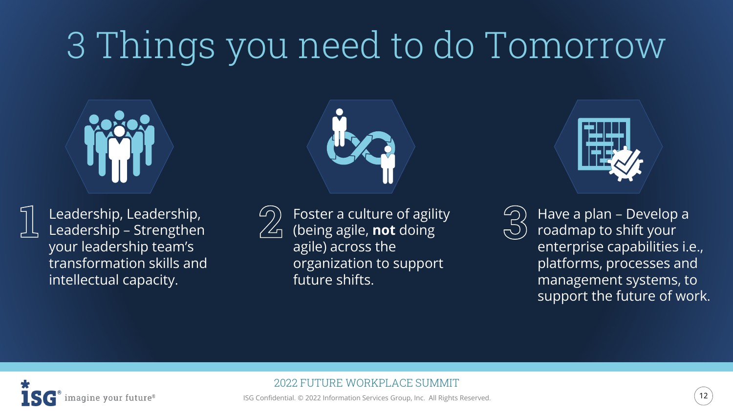# 3 Things you need to do Tomorrow

1. Leadership, Leadership, Leadership – Strengthen your leadership team's transformation skills and intellectual capacity.

2. Foster a culture of agility (being agile, **not** doing agile) across the organization to support future shifts.

3. Have a plan – Develop a roadmap to shift your enterprise capabilities i.e., platforms, processes and management systems, to support the future of work.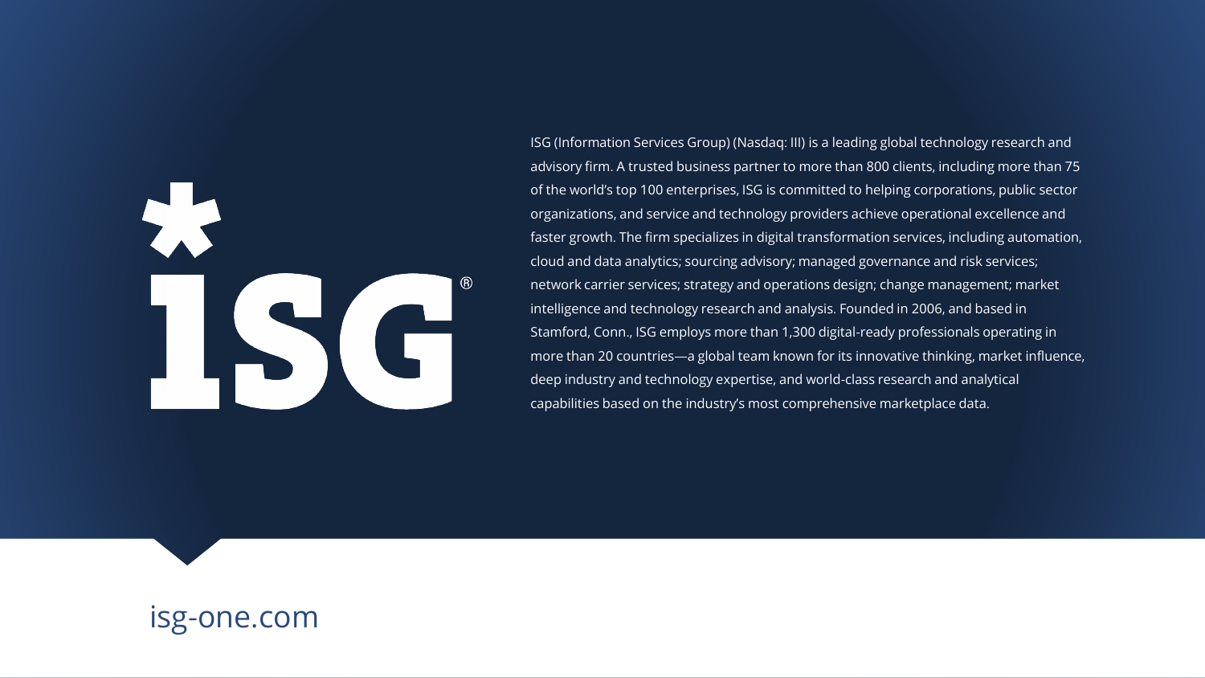ISG (Information Services Group) (Nasdaq: III) is a leading global technology research and advisory firm. A trusted business partner to more than 800 clients, including more than 75 of the world's top 100 enterprises, ISG is committed to helping corporations, public sector organizations, and service and technology providers achieve operational excellence and faster growth. The firm specializes in digital transformation services, including automation, cloud and data analytics; sourcing advisory; managed governance and risk services; network carrier services; strategy and operations design; change management; market intelligence and technology research and analysis. Founded in 2006, and based in Stamford, Conn., ISG employs more than 1,300 digital-ready professionals operating in more than 20 countries—a global team known for its innovative thinking, market influence, deep industry and technology expertise, and world-class research and analytical capabilities based on the industry's most comprehensive marketplace data.

isg-one.com